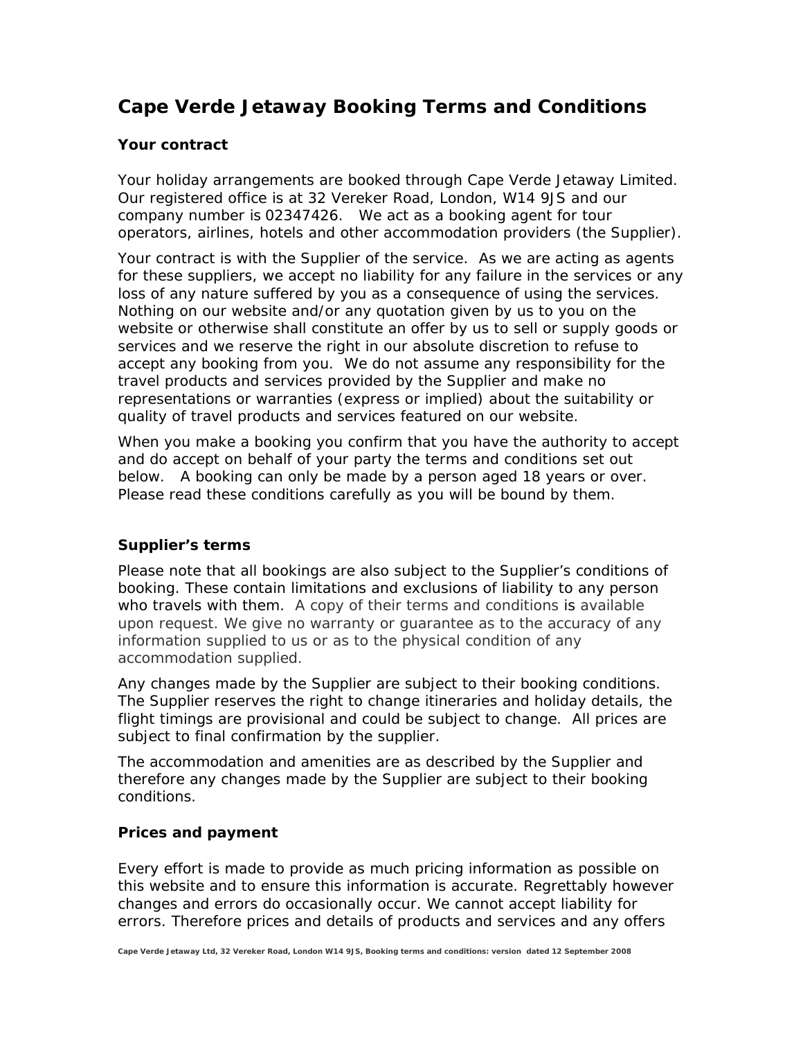# Cape Verde Jetaway Booking Terms and Conditions

### Your contract

Your holiday arrangements are booked through Cape Verde Jetaway Limited. Our registered office is at 32 Vereker Road, London, W14 9JS and our company number is 02347426. We act as a booking agent for tour operators, airlines, hotels and other accommodation providers (the Supplier).

Your contract is with the Supplier of the service. As we are acting as agents for these suppliers, we accept no liability for any failure in the services or any loss of any nature suffered by you as a consequence of using the services. Nothing on our website and/or any quotation given by us to you on the website or otherwise shall constitute an offer by us to sell or supply goods or services and we reserve the right in our absolute discretion to refuse to accept any booking from you. We do not assume any responsibility for the travel products and services provided by the Supplier and make no representations or warranties (express or implied) about the suitability or quality of travel products and services featured on our website.

When you make a booking you confirm that you have the authority to accept and do accept on behalf of your party the terms and conditions set out below. A booking can only be made by a person aged 18 years or over. Please read these conditions carefully as you will be bound by them.

### Supplier's terms

Please note that all bookings are also subject to the Supplier's conditions of booking. These contain limitations and exclusions of liability to any person who travels with them. A copy of their terms and conditions is available upon request. We give no warranty or guarantee as to the accuracy of any information supplied to us or as to the physical condition of any accommodation supplied.

Any changes made by the Supplier are subject to their booking conditions. The Supplier reserves the right to change itineraries and holiday details, the flight timings are provisional and could be subject to change. All prices are subject to final confirmation by the supplier.

The accommodation and amenities are as described by the Supplier and therefore any changes made by the Supplier are subject to their booking conditions.

### Prices and payment

Every effort is made to provide as much pricing information as possible on this website and to ensure this information is accurate. Regrettably however changes and errors do occasionally occur. We cannot accept liability for errors. Therefore prices and details of products and services and any offers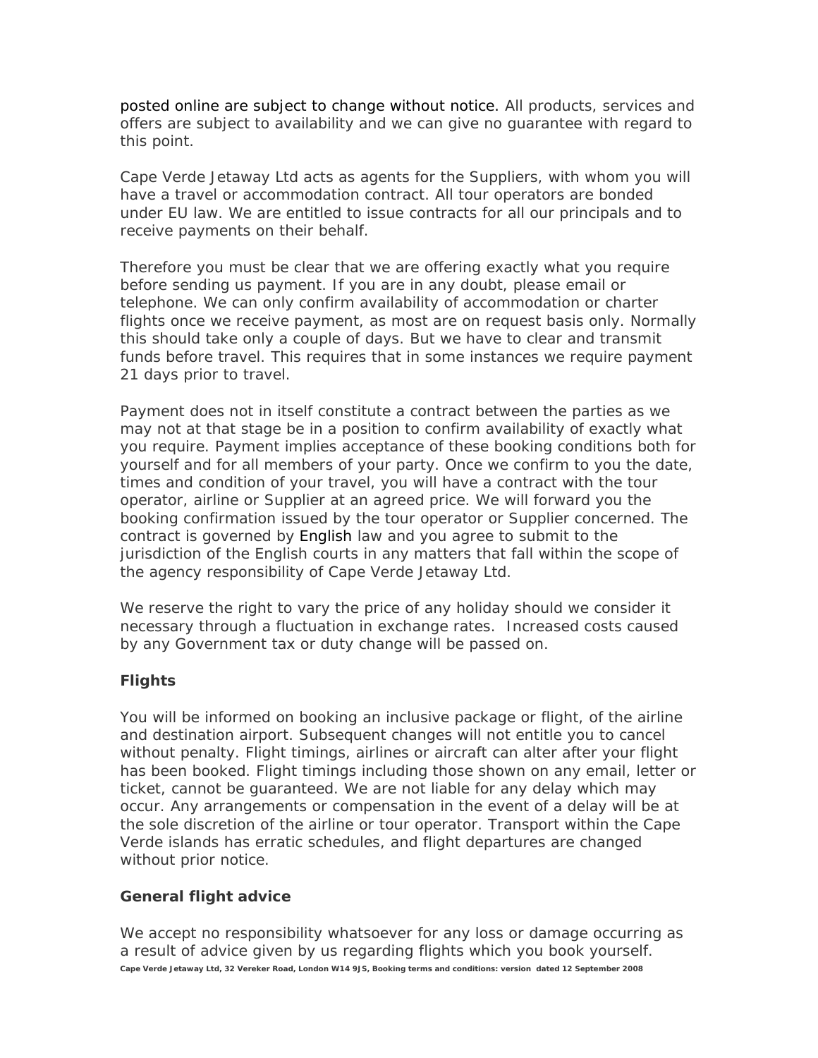posted online are subject to change without notice. All products, services and offers are subject to availability and we can give no guarantee with regard to this point.

Cape Verde Jetaway Ltd acts as agents for the Suppliers, with whom you will have a travel or accommodation contract. All tour operators are bonded under EU law. We are entitled to issue contracts for all our principals and to receive payments on their behalf.

Therefore you must be clear that we are offering exactly what you require before sending us payment. If you are in any doubt, please email or telephone. We can only confirm availability of accommodation or charter flights once we receive payment, as most are on request basis only. Normally this should take only a couple of days. But we have to clear and transmit funds before travel. This requires that in some instances we require payment 21 days prior to travel.

Payment does not in itself constitute a contract between the parties as we may not at that stage be in a position to confirm availability of exactly what you require. Payment implies acceptance of these booking conditions both for yourself and for all members of your party. Once we confirm to you the date, times and condition of your travel, you will have a contract with the tour operator, airline or Supplier at an agreed price. We will forward you the booking confirmation issued by the tour operator or Supplier concerned. The contract is governed by English law and you agree to submit to the jurisdiction of the English courts in any matters that fall within the scope of the agency responsibility of Cape Verde Jetaway Ltd.

We reserve the right to vary the price of any holiday should we consider it necessary through a fluctuation in exchange rates. Increased costs caused by any Government tax or duty change will be passed on.

### Flights

You will be informed on booking an inclusive package or flight, of the airline and destination airport. Subsequent changes will not entitle you to cancel without penalty. Flight timings, airlines or aircraft can alter after your flight has been booked. Flight timings including those shown on any email, letter or ticket, cannot be guaranteed. We are not liable for any delay which may occur. Any arrangements or compensation in the event of a delay will be at the sole discretion of the airline or tour operator. Transport within the Cape Verde islands has erratic schedules, and flight departures are changed without prior notice.

### General flight advice

We accept no responsibility whatsoever for any loss or damage occurring as a result of advice given by us regarding flights which you book yourself.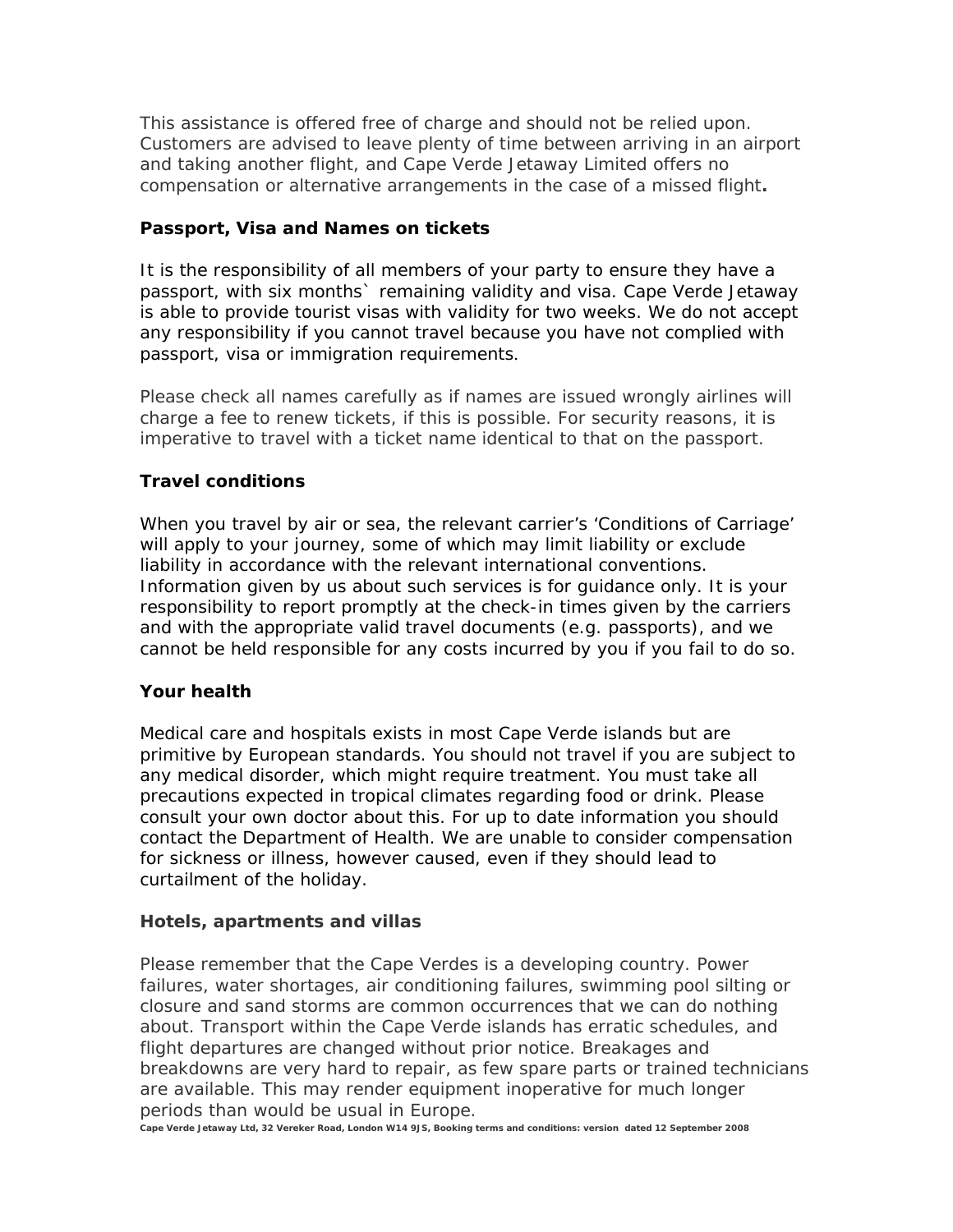This assistance is offered free of charge and should not be relied upon. Customers are advised to leave plenty of time between arriving in an airport and taking another flight, and Cape Verde Jetaway Limited offers no compensation or alternative arrangements in the case of a missed flight**.**

### Passport, Visa and Names on tickets

It is the responsibility of all members of your party to ensure they have a passport, with six months` remaining validity and visa. Cape Verde Jetaway is able to provide tourist visas with validity for two weeks. We do not accept any responsibility if you cannot travel because you have not complied with passport, visa or immigration requirements.

Please check all names carefully as if names are issued wrongly airlines will charge a fee to renew tickets, if this is possible. For security reasons, it is imperative to travel with a ticket name identical to that on the passport.

### Travel conditions

When you travel by air or sea, the relevant carrier's 'Conditions of Carriage' will apply to your journey, some of which may limit liability or exclude liability in accordance with the relevant international conventions. Information given by us about such services is for guidance only. It is your responsibility to report promptly at the check-in times given by the carriers and with the appropriate valid travel documents (e.g. passports), and we cannot be held responsible for any costs incurred by you if you fail to do so.

### Your health

Medical care and hospitals exists in most Cape Verde islands but are primitive by European standards. You should not travel if you are subject to any medical disorder, which might require treatment. You must take all precautions expected in tropical climates regarding food or drink. Please consult your own doctor about this. For up to date information you should contact the Department of Health. We are unable to consider compensation for sickness or illness, however caused, even if they should lead to curtailment of the holiday.

### Hotels, apartments and villas

Please remember that the Cape Verdes is a developing country. Power failures, water shortages, air conditioning failures, swimming pool silting or closure and sand storms are common occurrences that we can do nothing about. Transport within the Cape Verde islands has erratic schedules, and flight departures are changed without prior notice. Breakages and breakdowns are very hard to repair, as few spare parts or trained technicians are available. This may render equipment inoperative for much longer periods than would be usual in Europe.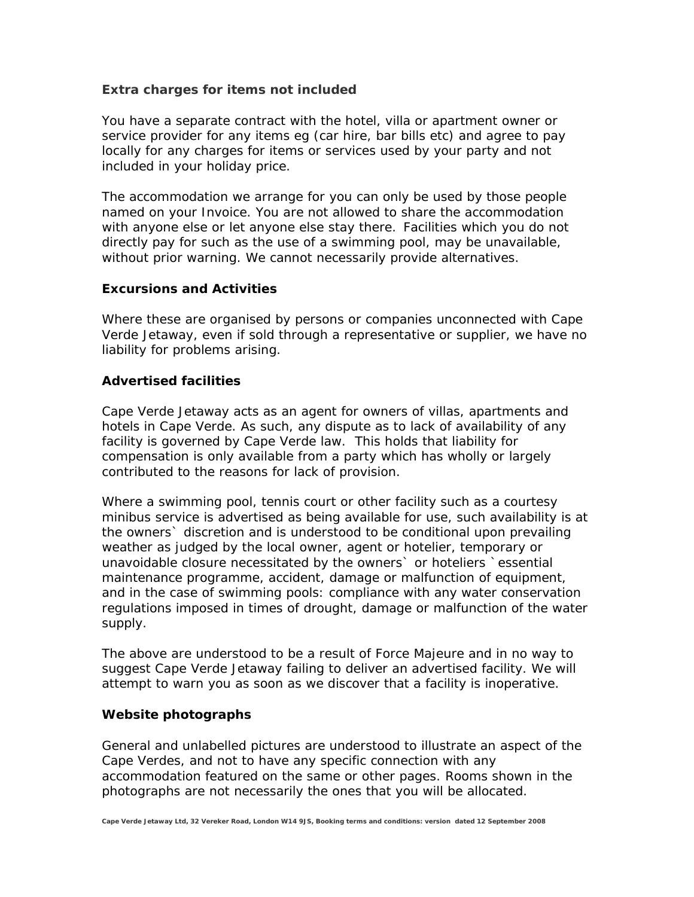### Extra charges for items not included

You have a separate contract with the hotel, villa or apartment owner or service provider for any items eg (car hire, bar bills etc) and agree to pay locally for any charges for items or services used by your party and not included in your holiday price.

The accommodation we arrange for you can only be used by those people named on your Invoice. You are not allowed to share the accommodation with anyone else or let anyone else stay there. Facilities which you do not directly pay for such as the use of a swimming pool, may be unavailable, without prior warning. We cannot necessarily provide alternatives.

### Excursions and Activities

Where these are organised by persons or companies unconnected with Cape Verde Jetaway, even if sold through a representative or supplier, we have no liability for problems arising.

### Advertised facilities

Cape Verde Jetaway acts as an agent for owners of villas, apartments and hotels in Cape Verde. As such, any dispute as to lack of availability of any facility is governed by Cape Verde law. This holds that liability for compensation is only available from a party which has wholly or largely contributed to the reasons for lack of provision.

Where a swimming pool, tennis court or other facility such as a courtesy minibus service is advertised as being available for use, such availability is at the owners` discretion and is understood to be conditional upon prevailing weather as judged by the local owner, agent or hotelier, temporary or unavoidable closure necessitated by the owners` or hoteliers `essential maintenance programme, accident, damage or malfunction of equipment, and in the case of swimming pools: compliance with any water conservation regulations imposed in times of drought, damage or malfunction of the water supply.

The above are understood to be a result of Force Majeure and in no way to suggest Cape Verde Jetaway failing to deliver an advertised facility. We will attempt to warn you as soon as we discover that a facility is inoperative.

### Website photographs

General and unlabelled pictures are understood to illustrate an aspect of the Cape Verdes, and not to have any specific connection with any accommodation featured on the same or other pages. Rooms shown in the photographs are not necessarily the ones that you will be allocated.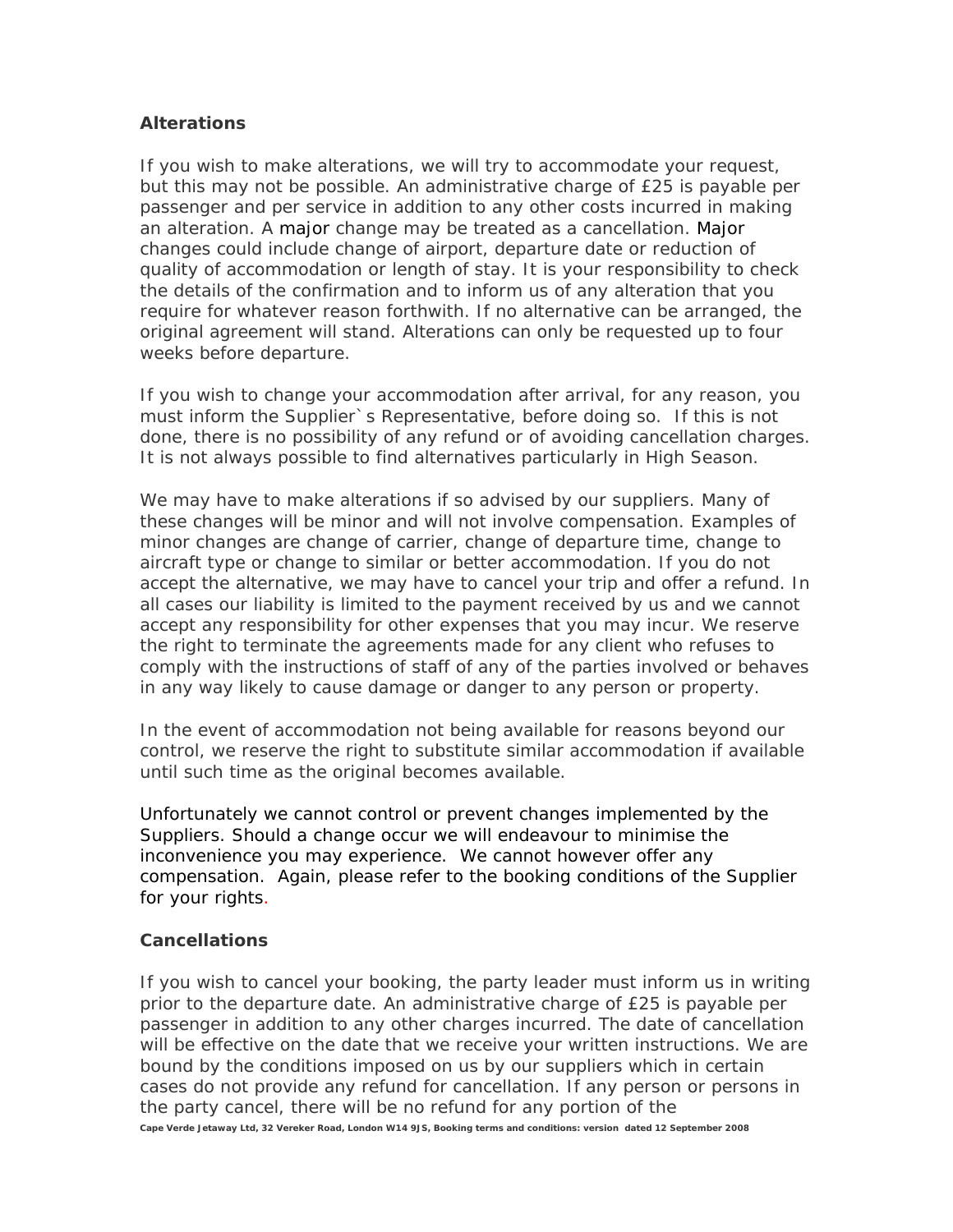### Alterations

If you wish to make alterations, we will try to accommodate your request, but this may not be possible. An administrative charge of £25 is payable per passenger and per service in addition to any other costs incurred in making an alteration. A major change may be treated as a cancellation. Major changes could include change of airport, departure date or reduction of quality of accommodation or length of stay. It is your responsibility to check the details of the confirmation and to inform us of any alteration that you require for whatever reason forthwith. If no alternative can be arranged, the original agreement will stand. Alterations can only be requested up to four weeks before departure.

If you wish to change your accommodation after arrival, for any reason, you must inform the Supplier`s Representative, before doing so. If this is not done, there is no possibility of any refund or of avoiding cancellation charges. It is not always possible to find alternatives particularly in High Season.

We may have to make alterations if so advised by our suppliers. Many of these changes will be minor and will not involve compensation. Examples of minor changes are change of carrier, change of departure time, change to aircraft type or change to similar or better accommodation. If you do not accept the alternative, we may have to cancel your trip and offer a refund. In all cases our liability is limited to the payment received by us and we cannot accept any responsibility for other expenses that you may incur. We reserve the right to terminate the agreements made for any client who refuses to comply with the instructions of staff of any of the parties involved or behaves in any way likely to cause damage or danger to any person or property.

In the event of accommodation not being available for reasons beyond our control, we reserve the right to substitute similar accommodation if available until such time as the original becomes available.

Unfortunately we cannot control or prevent changes implemented by the Suppliers. Should a change occur we will endeavour to minimise the inconvenience you may experience. We cannot however offer any compensation. Again, please refer to the booking conditions of the Supplier for your rights.

### Cancellations

If you wish to cancel your booking, the party leader must inform us in writing prior to the departure date. An administrative charge of £25 is payable per passenger in addition to any other charges incurred. The date of cancellation will be effective on the date that we receive your written instructions. We are bound by the conditions imposed on us by our suppliers which in certain cases do not provide any refund for cancellation. If any person or persons in the party cancel, there will be no refund for any portion of the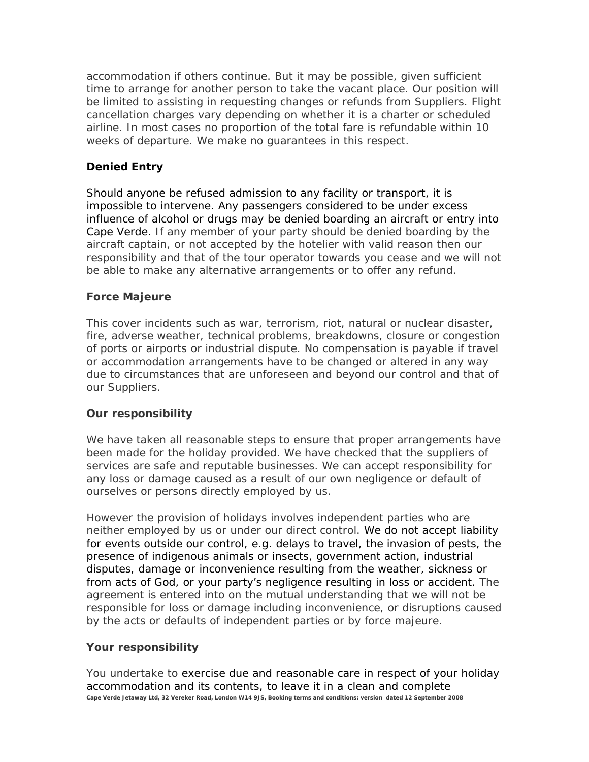accommodation if others continue. But it may be possible, given sufficient time to arrange for another person to take the vacant place. Our position will be limited to assisting in requesting changes or refunds from Suppliers. Flight cancellation charges vary depending on whether it is a charter or scheduled airline. In most cases no proportion of the total fare is refundable within 10 weeks of departure. We make no guarantees in this respect.

**Denied Entry**

Should anyone be refused admission to any facility or transport, it is impossible to intervene. Any passengers considered to be under excess influence of alcohol or drugs may be denied boarding an aircraft or entry into Cape Verde. If any member of your party should be denied boarding by the aircraft captain, or not accepted by the hotelier with valid reason then our responsibility and that of the tour operator towards you cease and we will not be able to make any alternative arrangements or to offer any refund.

**Force Majeure**

This cover incidents such as war, terrorism, riot, natural or nuclear disaster, fire, adverse weather, technical problems, breakdowns, closure or congestion of ports or airports or industrial dispute. No compensation is payable if travel or accommodation arrangements have to be changed or altered in any way due to circumstances that are unforeseen and beyond our control and that of our Suppliers.

**Our responsibility**

We have taken all reasonable steps to ensure that proper arrangements have been made for the holiday provided. We have checked that the suppliers of services are safe and reputable businesses. We can accept responsibility for any loss or damage caused as a result of our own negligence or default of ourselves or persons directly employed by us.

However the provision of holidays involves independent parties who are neither employed by us or under our direct control. We do not accept liability for events outside our control, e.g. delays to travel, the invasion of pests, the presence of indigenous animals or insects, government action, industrial disputes, damage or inconvenience resulting from the weather, sickness or from acts of God, or your party's negligence resulting in loss or accident. The agreement is entered into on the mutual understanding that we will not be responsible for loss or damage including inconvenience, or disruptions caused by the acts or defaults of independent parties or by force majeure.

**Your responsibility**

You undertake to exercise due and reasonable care in respect of your holiday accommodation and its contents, to leave it in a clean and complete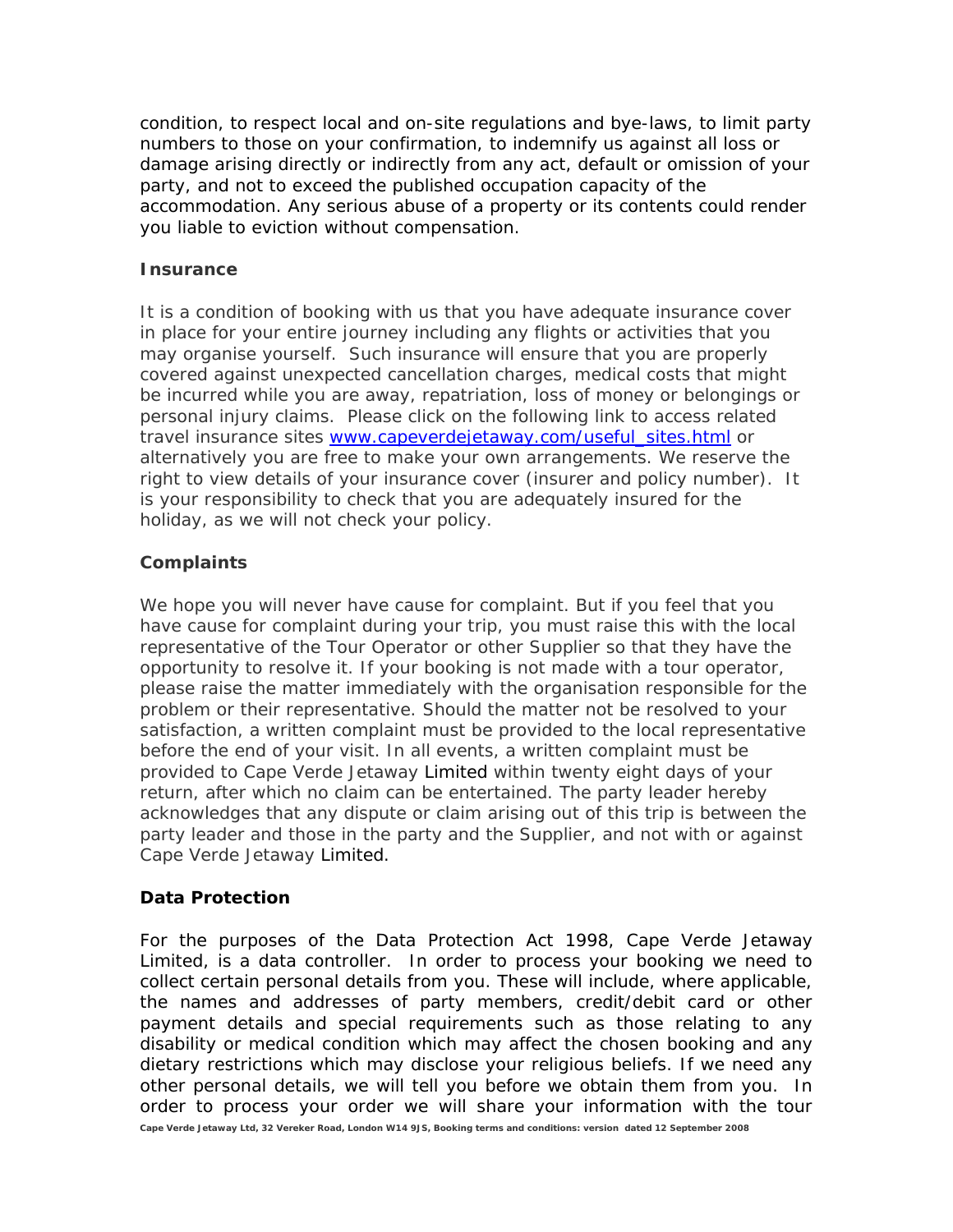condition, to respect local and on-site regulations and bye-laws, to limit party numbers to those on your confirmation, to indemnify us against all loss or damage arising directly or indirectly from any act, default or omission of your party, and not to exceed the published occupation capacity of the accommodation. Any serious abuse of a property or its contents could render you liable to eviction without compensation.

**Insurance**

It is a condition of booking with us that you have adequate insurance cover in place for your entire journey including any flights or activities that you may organise yourself. Such insurance will ensure that you are properly covered against unexpected cancellation charges, medical costs that might be incurred while you are away, repatriation, loss of money or belongings or personal injury claims. Please click on the following link to access related travel insurance sites [www.capeverdejetaway.com/useful_sites.html](www.capeverdejetaway.com/useful_sites.html) or alternatively you are free to make your own arrangements. We reserve the right to view details of your insurance cover (insurer and policy number). It is your responsibility to check that you are adequately insured for the holiday, as we will not check your policy.

**Complaints**

We hope you will never have cause for complaint. But if you feel that you have cause for complaint during your trip, you must raise this with the local representative of the Tour Operator or other Supplier so that they have the opportunity to resolve it. If your booking is not made with a tour operator, please raise the matter immediately with the organisation responsible for the problem or their representative. Should the matter not be resolved to your satisfaction, a written complaint must be provided to the local representative before the end of your visit. In all events, a written complaint must be provided to Cape Verde Jetaway Limited within twenty eight days of your return, after which no claim can be entertained. The party leader hereby acknowledges that any dispute or claim arising out of this trip is between the party leader and those in the party and the Supplier, and not with or against Cape Verde Jetaway Limited.

**Data Protection**

For the purposes of the Data Protection Act 1998, Cape Verde Jetaway Limited, is a data controller. In order to process your booking we need to collect certain personal details from you. These will include, where applicable, the names and addresses of party members, credit/debit card or other payment details and special requirements such as those relating to any disability or medical condition which may affect the chosen booking and any dietary restrictions which may disclose your religious beliefs. If we need any other personal details, we will tell you before we obtain them from you. In order to process your order we will share your information with the tour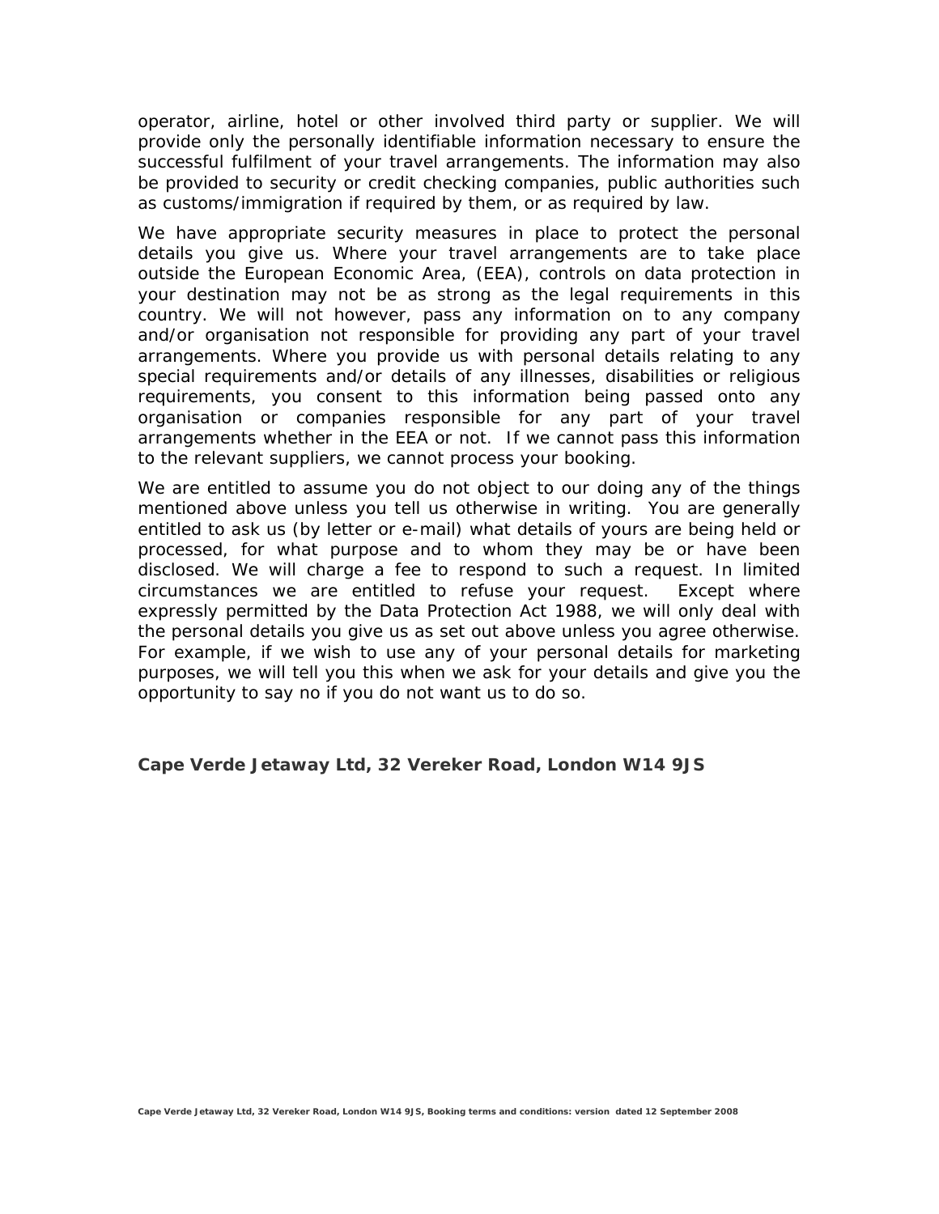operator, airline, hotel or other involved third party or supplier. We will provide only the personally identifiable information necessary to ensure the successful fulfilment of your travel arrangements. The information may also be provided to security or credit checking companies, public authorities such as customs/immigration if required by them, or as required by law.

We have appropriate security measures in place to protect the personal details you give us. Where your travel arrangements are to take place outside the European Economic Area, (EEA), controls on data protection in your destination may not be as strong as the legal requirements in this country. We will not however, pass any information on to any company and/or organisation not responsible for providing any part of your travel arrangements. Where you provide us with personal details relating to any special requirements and/or details of any illnesses, disabilities or religious requirements, you consent to this information being passed onto any organisation or companies responsible for any part of your travel arrangements whether in the EEA or not. If we cannot pass this information to the relevant suppliers, we cannot process your booking.

We are entitled to assume you do not object to our doing any of the things mentioned above unless you tell us otherwise in writing. You are generally entitled to ask us (by letter or e-mail) what details of yours are being held or processed, for what purpose and to whom they may be or have been disclosed. We will charge a fee to respond to such a request. In limited circumstances we are entitled to refuse your request. Except where expressly permitted by the Data Protection Act 1988, we will only deal with the personal details you give us as set out above unless you agree otherwise. For example, if we wish to use any of your personal details for marketing purposes, we will tell you this when we ask for your details and give you the opportunity to say no if you do not want us to do so.

**Cape Verde Jetaway Ltd, 32 Vereker Road, London W14 9JS**